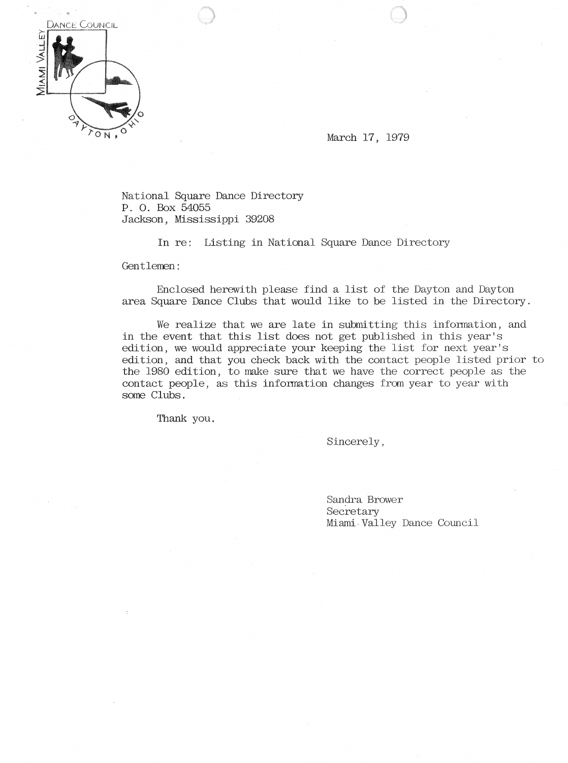MIAMI VALLEY DANCE COUNCIL

DAYTON, OHIO

March 17, 1979

National Square Dance Directory
P. O. Box 54055
Jackson, Mississippi 39208

In re: Listing in National Square Dance Directory

Gentlemen:

Enclosed herewith please find a list of the Dayton and Dayton area Square Dance Clubs that would like to be listed in the Directory.

We realize that we are late in submitting this information, and in the event that this list does not get published in this year's edition, we would appreciate your keeping the list for next year's edition, and that you check back with the contact people listed prior to the 1980 edition, to make sure that we have the correct people as the contact people, as this information changes from year to year with some Clubs.

Thank you.

Sincerely,

Sandra Brower
Secretary
Miami Valley Dance Council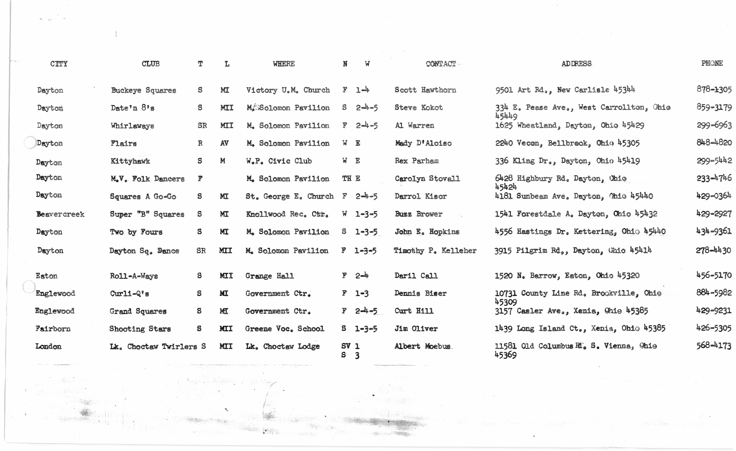| CITY | CLUB | T | L | WHERE | N | W | CONTACT | ADDRESS | PHONE |
|---|---|---|---|---|---|---|---|---|---|
| Dayton | Buckeye Squares | S | MI | Victory U.M. Church | F | 1-4 | Scott Hawthorn | 9501 Art Rd., New Carlisle 45344 | 878-1305 |
| Dayton | Date'n 8's | S | MII | M. Solomon Pavilion | S | 2-4-5 | Steve Kokot | 334 E. Pease Ave., West Carrollton, Ohio 45449 | 859-3179 |
| Dayton | Whirlaways | SR | MII | M. Solomon Pavilion | F | 2-4-5 | Al Warren | 1625 Wheatland, Dayton, Ohio 45429 | 299-6963 |
| Dayton | Flairs | R | AV | M. Solomon Pavilion | W | E | Mady D'Aloiso | 2240 Vecon, Bellbrook, Ohio 45305 | 848-4820 |
| Dayton | Kittyhawk | S | M | W.P. Civic Club | W | E | Rex Parham | 336 Kling Dr., Dayton, Ohio 45419 | 299-5442 |
| Dayton | M.V. Folk Dancers | F | | M. Solomon Pavilion | TH | E | Carolyn Stovall | 6428 Highbury Rd. Dayton, Ohio 45424 | 233-4746 |
| Dayton | Squares A Go-Go | S | MI | St. George E. Church | F | 2-4-5 | Darrol Kisor | 4181 Sunbeam Ave. Dayton, Ohio 45440 | 429-0364 |
| Beavercreek | Super "B" Squares | S | MI | Knollwood Rec. Ctr. | W | 1-3-5 | Buzz Brower | 1541 Forestdale A. Dayton, Ohio 45432 | 429-2927 |
| Dayton | Two by Fours | S | MI | M. Solomon Pavilion | S | 1-3-5 | John E. Hopkins | 4556 Hastings Dr. Kettering, Ohio 45440 | 434-9361 |
| Dayton | Dayton Sq. Dance | SR | MII | M. Solomon Pavilion | F | 1-3-5 | Timothy P. Kelleher | 3915 Pilgrim Rd., Dayton, Ohio 45414 | 278-4430 |
| Eaton | Roll-A-Ways | S | MII | Grange Hall | F | 2-4 | Daril Call | 1520 N. Barrow, Eaton, Ohio 45320 | 456-5170 |
| Englewood | Curli-Q's | S | MI | Government Ctr. | F | 1-3 | Dennis Biser | 10731 County Line Rd. Brookville, Ohio 45309 | 884-5982 |
| Englewood | Grand Squares | S | MI | Government Ctr. | F | 2-4-5 | Curt Hill | 3157 Casler Ave., Xenia, Ohio 45385 | 429-9231 |
| Fairborn | Shooting Stars | S | MII | Greene Voc. School | S | 1-3-5 | Jim Oliver | 1439 Long Island Ct., Xenia, Ohio 45385 | 426-5305 |
| London | Lk. Choctaw Twirlers | S | MII | Lk. Choctaw Lodge | SV<br>S | 1<br>3 | Albert Moebus | 11581 Old Columbus Rd. S. Vienna, Ohio 45369 | 568-4173 |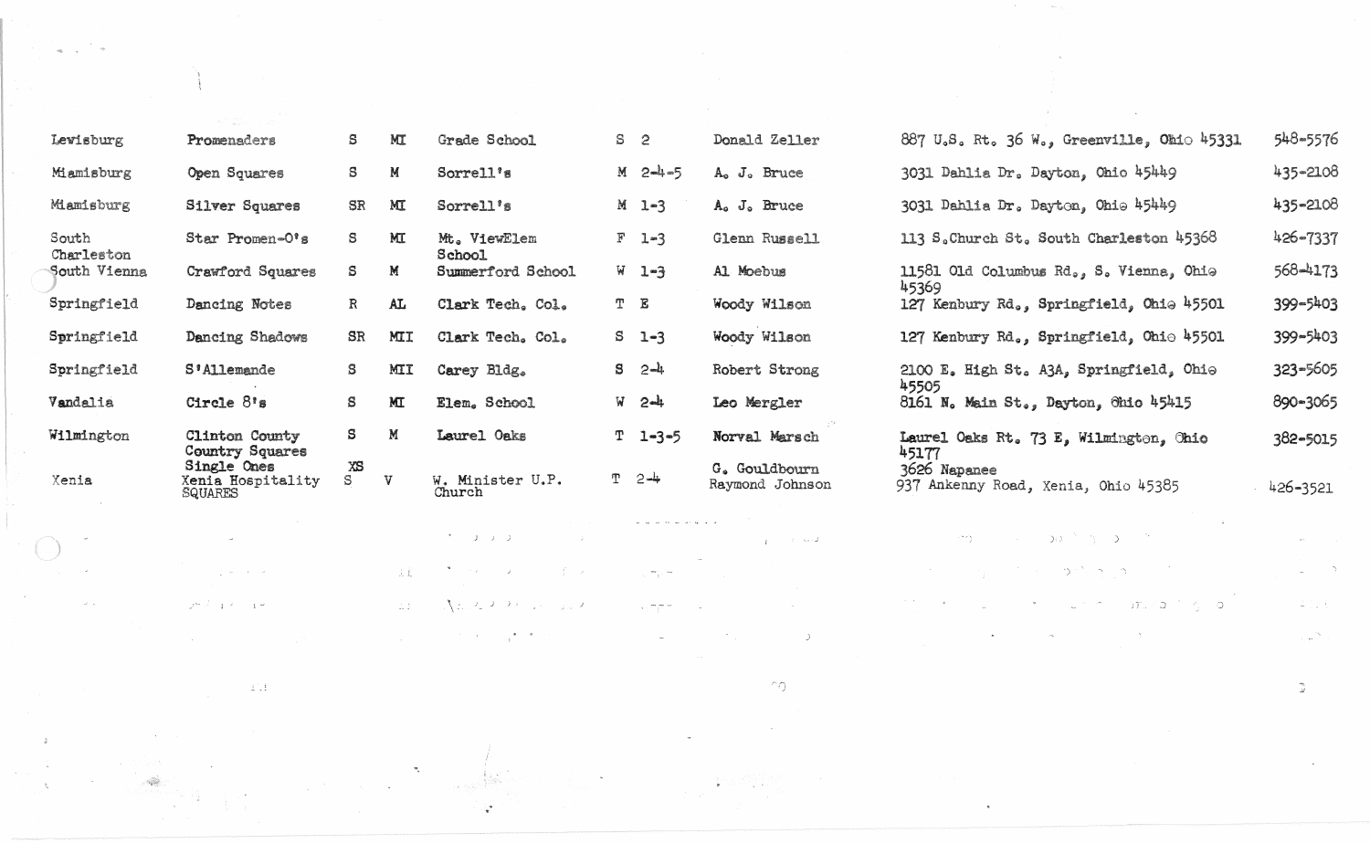| | | | | | | | | |
|---|---|---|---|---|---|---|---|---|
| Lewisburg | Promenaders | S | MI | Grade School | S 2 | Donald Zeller | 887 U.S. Rt. 36 W., Greenville, Ohio 45331 | 548-5576 |
| Miamisburg | Open Squares | S | M | Sorrell's | M 2-4-5 | A. J. Bruce | 3031 Dahlia Dr. Dayton, Ohio 45449 | 435-2108 |
| Miamisburg | Silver Squares | SR | MI | Sorrell's | M 1-3 | A. J. Bruce | 3031 Dahlia Dr. Dayton, Ohio 45449 | 435-2108 |
| South Charleston | Star Promen-O's | S | MI | Mt. ViewElem School | F 1-3 | Glenn Russell | 113 S.Church St. South Charleston 45368 | 426-7337 |
| South Vienna | Crawford Squares | S | M | Summerford School | W 1-3 | Al Moebus | 11581 Old Columbus Rd., S. Vienna, Ohio 45369 | 568-4173 |
| Springfield | Dancing Notes | R | AL | Clark Tech. Col. | T E | Woody Wilson | 127 Kenbury Rd., Springfield, Ohio 45501 | 399-5403 |
| Springfield | Dancing Shadows | SR | MII | Clark Tech. Col. | S 1-3 | Woody Wilson | 127 Kenbury Rd., Springfield, Ohio 45501 | 399-5403 |
| Springfield | S'Allemande | S | MII | Carey Bldg. | S 2-4 | Robert Strong | 2100 E. High St. A3A, Springfield, Ohio 45505 | 323-5605 |
| Vandalia | Circle 8's | S | MI | Elem. School | W 2-4 | Leo Mergler | 8161 N. Main St., Dayton, Ohio 45415 | 890-3065 |
| Wilmington | Clinton County Country Squares | S | M | Laurel Oaks | T 1-3-5 | Norval Marsch | Laurel Oaks Rt. 73 E, Wilmington, Ohio 45177 | 382-5015 |
| | Single Ones | XS | | | | G. Gouldbourn | 3626 Napanee | |
| Xenia | Xenia Hospitality SQUARES | S | V | W. Minister U.P. Church | T 2-4 | Raymond Johnson | 937 Ankenny Road, Xenia, Ohio 45385 | 426-3521 |